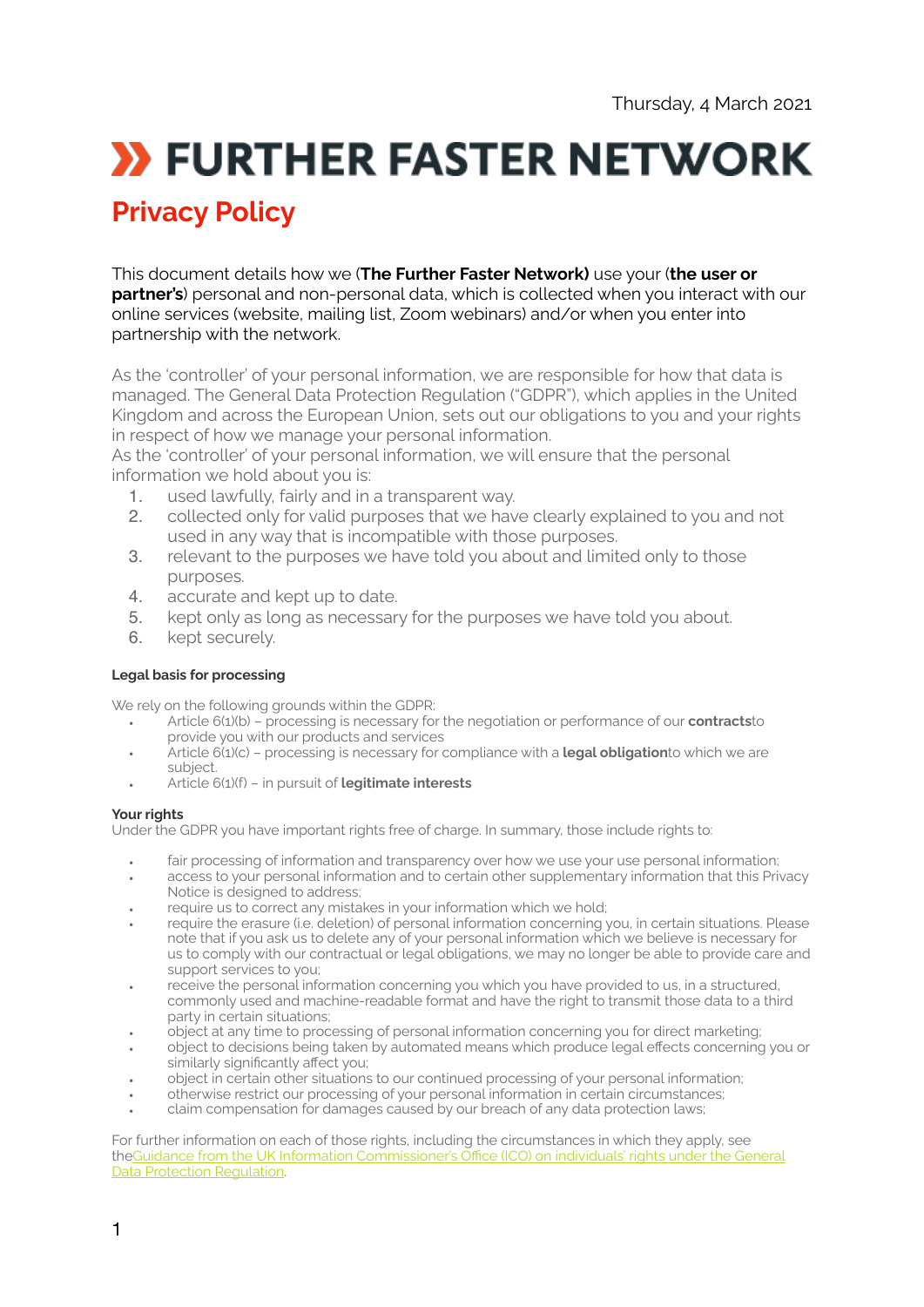Thursday, 4 March 2021

# FURTHER FASTER NETWORK

## Privacy Policy

This document details how we (**The Further Faster Network)** use your (**the user or partner's**) personal and non-personal data, which is collected when you interact with our online services (website, mailing list, Zoom webinars) and/or when you enter into partnership with the network.

As the 'controller' of your personal information, we are responsible for how that data is managed. The General Data Protection Regulation ("GDPR"), which applies in the United Kingdom and across the European Union, sets out our obligations to you and your rights in respect of how we manage your personal information.
As the 'controller' of your personal information, we will ensure that the personal information we hold about you is:

1. used lawfully, fairly and in a transparent way.
2. collected only for valid purposes that we have clearly explained to you and not used in any way that is incompatible with those purposes.
3. relevant to the purposes we have told you about and limited only to those purposes.
4. accurate and kept up to date.
5. kept only as long as necessary for the purposes we have told you about.
6. kept securely.

#### Legal basis for processing

We rely on the following grounds within the GDPR:

- Article 6(1)(b) – processing is necessary for the negotiation or performance of our **contracts**to provide you with our products and services
- Article 6(1)(c) – processing is necessary for compliance with a **legal obligation**to which we are subject.
- Article 6(1)(f) – in pursuit of **legitimate interests**

#### Your rights

Under the GDPR you have important rights free of charge. In summary, those include rights to:

- fair processing of information and transparency over how we use your use personal information;
- access to your personal information and to certain other supplementary information that this Privacy Notice is designed to address;
- require us to correct any mistakes in your information which we hold;
- require the erasure (i.e. deletion) of personal information concerning you, in certain situations. Please note that if you ask us to delete any of your personal information which we believe is necessary for us to comply with our contractual or legal obligations, we may no longer be able to provide care and support services to you;
- receive the personal information concerning you which you have provided to us, in a structured, commonly used and machine-readable format and have the right to transmit those data to a third party in certain situations;
- object at any time to processing of personal information concerning you for direct marketing;
- object to decisions being taken by automated means which produce legal effects concerning you or similarly significantly affect you;
- object in certain other situations to our continued processing of your personal information;
- otherwise restrict our processing of your personal information in certain circumstances;
- claim compensation for damages caused by our breach of any data protection laws;

For further information on each of those rights, including the circumstances in which they apply, see theGuidance from the UK Information Commissioner's Office (ICO) on individuals' rights under the General Data Protection Regulation.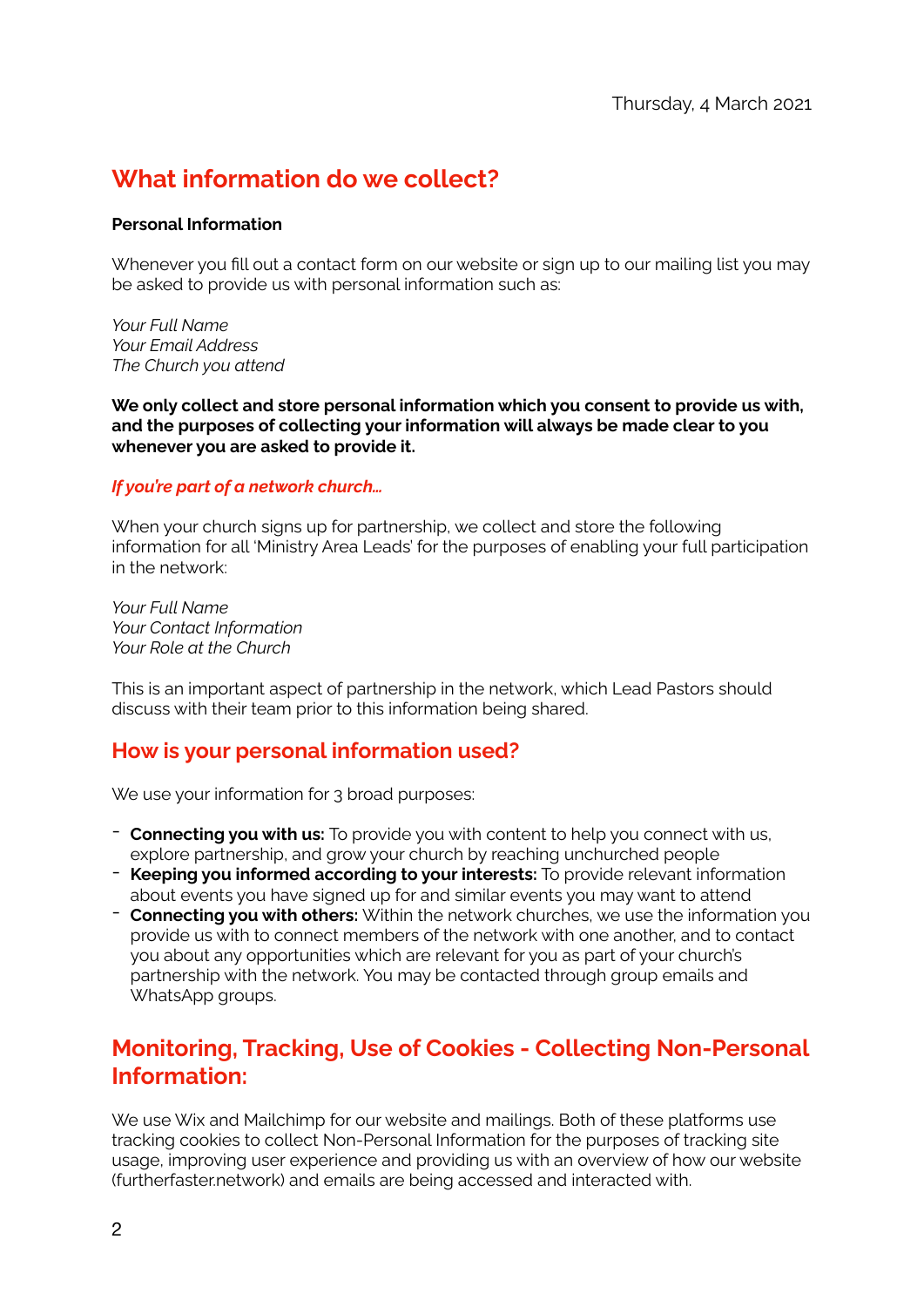Thursday, 4 March 2021

## What information do we collect?

**Personal Information**

Whenever you fill out a contact form on our website or sign up to our mailing list you may be asked to provide us with personal information such as:

*Your Full Name*
*Your Email Address*
*The Church you attend*

**We only collect and store personal information which you consent to provide us with, and the purposes of collecting your information will always be made clear to you whenever you are asked to provide it.**

***If you're part of a network church…***

When your church signs up for partnership, we collect and store the following information for all 'Ministry Area Leads' for the purposes of enabling your full participation in the network:

*Your Full Name*
*Your Contact Information*
*Your Role at the Church*

This is an important aspect of partnership in the network, which Lead Pastors should discuss with their team prior to this information being shared.

## How is your personal information used?

We use your information for 3 broad purposes:

- **Connecting you with us:** To provide you with content to help you connect with us, explore partnership, and grow your church by reaching unchurched people
- **Keeping you informed according to your interests:** To provide relevant information about events you have signed up for and similar events you may want to attend
- **Connecting you with others:** Within the network churches, we use the information you provide us with to connect members of the network with one another, and to contact you about any opportunities which are relevant for you as part of your church's partnership with the network. You may be contacted through group emails and WhatsApp groups.

## Monitoring, Tracking, Use of Cookies - Collecting Non-Personal Information:

We use Wix and Mailchimp for our website and mailings. Both of these platforms use tracking cookies to collect Non-Personal Information for the purposes of tracking site usage, improving user experience and providing us with an overview of how our website (furtherfaster.network) and emails are being accessed and interacted with.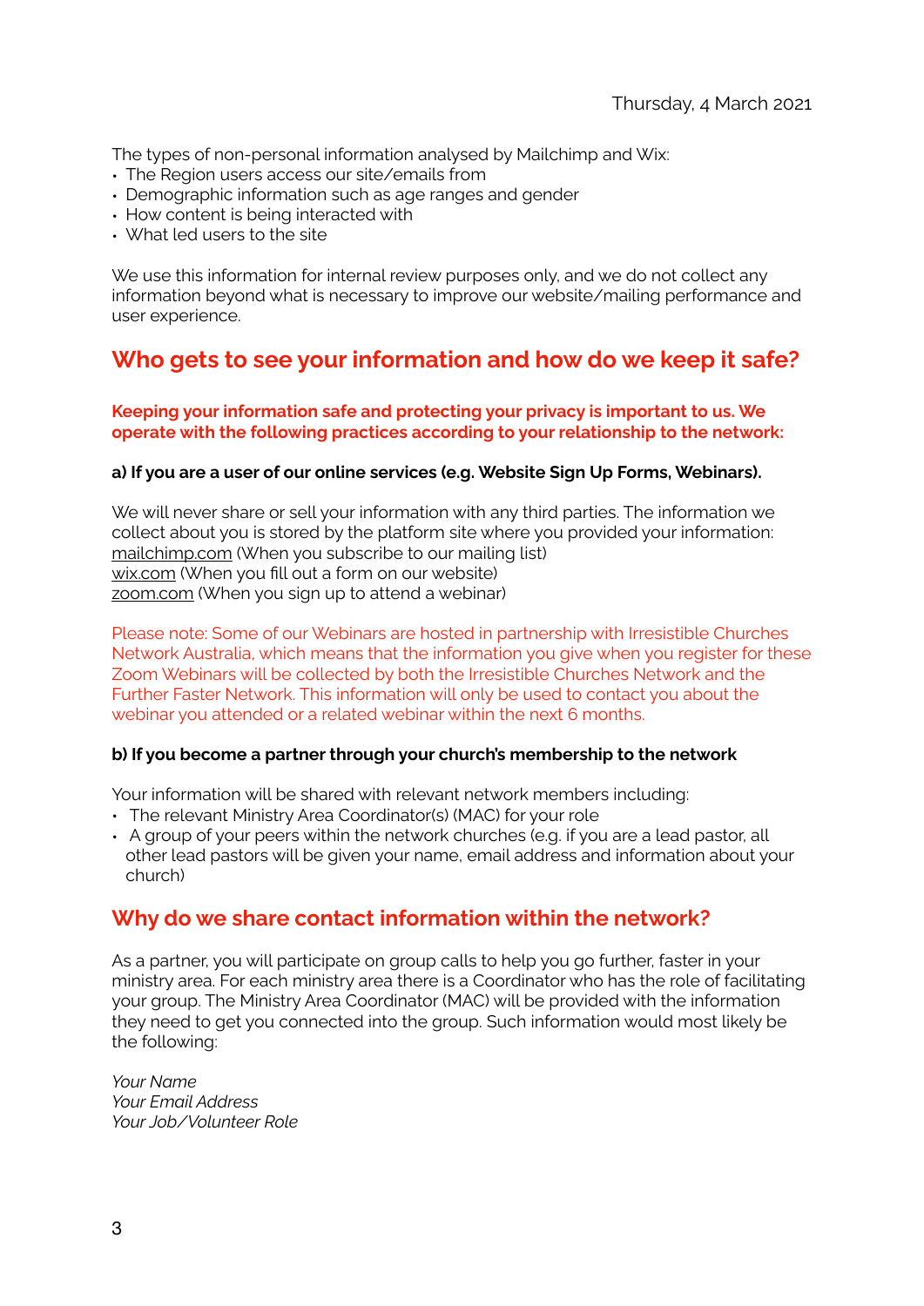Thursday, 4 March 2021

The types of non-personal information analysed by Mailchimp and Wix:

- The Region users access our site/emails from
- Demographic information such as age ranges and gender
- How content is being interacted with
- What led users to the site

We use this information for internal review purposes only, and we do not collect any information beyond what is necessary to improve our website/mailing performance and user experience.

## Who gets to see your information and how do we keep it safe?

**Keeping your information safe and protecting your privacy is important to us. We operate with the following practices according to your relationship to the network:**

**a) If you are a user of our online services (e.g. Website Sign Up Forms, Webinars).**

We will never share or sell your information with any third parties. The information we collect about you is stored by the platform site where you provided your information:
mailchimp.com (When you subscribe to our mailing list)
wix.com (When you fill out a form on our website)
zoom.com (When you sign up to attend a webinar)

Please note: Some of our Webinars are hosted in partnership with Irresistible Churches Network Australia, which means that the information you give when you register for these Zoom Webinars will be collected by both the Irresistible Churches Network and the Further Faster Network. This information will only be used to contact you about the webinar you attended or a related webinar within the next 6 months.

**b) If you become a partner through your church's membership to the network**

Your information will be shared with relevant network members including:

- The relevant Ministry Area Coordinator(s) (MAC) for your role
- A group of your peers within the network churches (e.g. if you are a lead pastor, all other lead pastors will be given your name, email address and information about your church)

## Why do we share contact information within the network?

As a partner, you will participate on group calls to help you go further, faster in your ministry area. For each ministry area there is a Coordinator who has the role of facilitating your group. The Ministry Area Coordinator (MAC) will be provided with the information they need to get you connected into the group. Such information would most likely be the following:

*Your Name*
*Your Email Address*
*Your Job/Volunteer Role*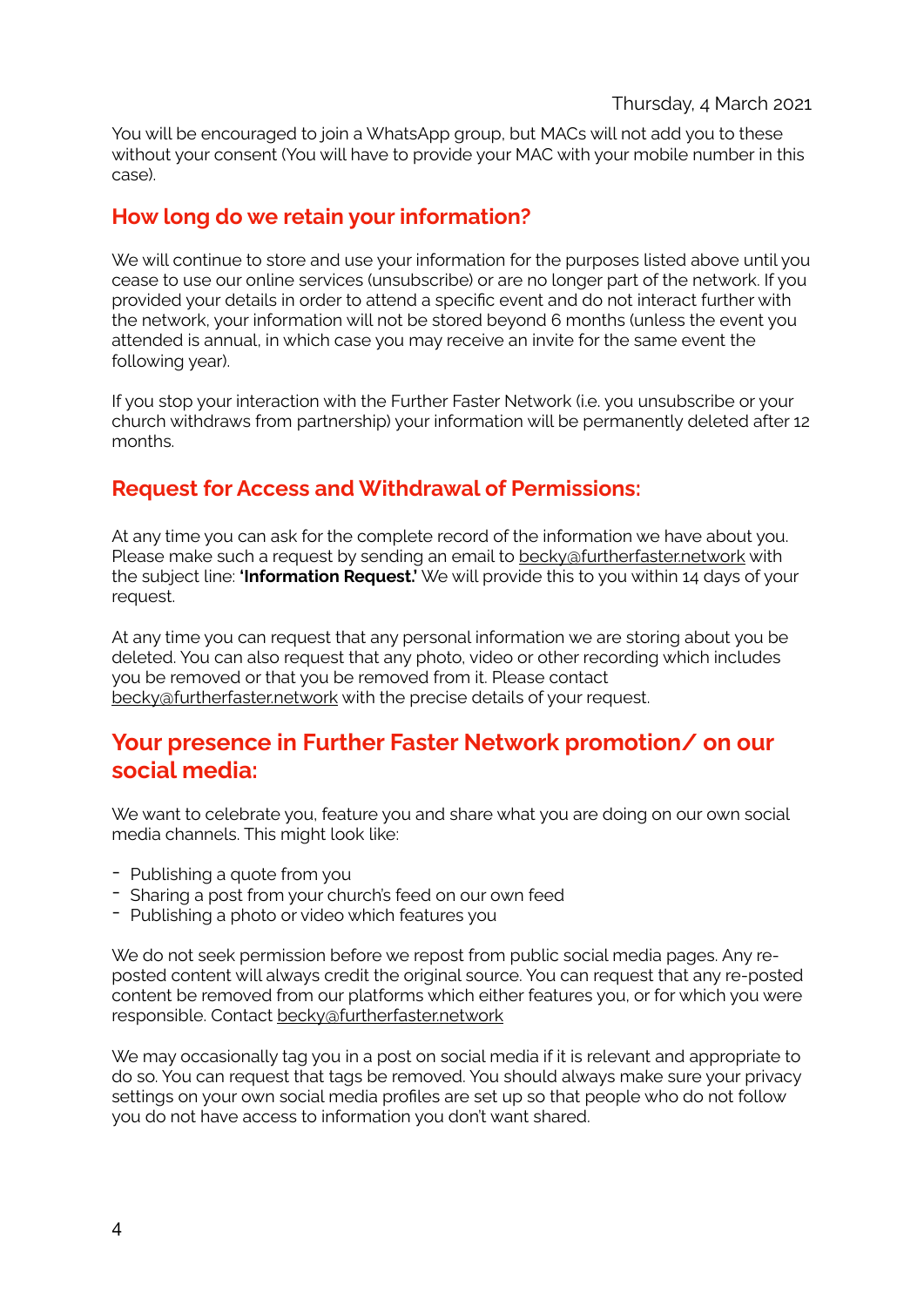You will be encouraged to join a WhatsApp group, but MACs will not add you to these without your consent (You will have to provide your MAC with your mobile number in this case).

## How long do we retain your information?

We will continue to store and use your information for the purposes listed above until you cease to use our online services (unsubscribe) or are no longer part of the network. If you provided your details in order to attend a specific event and do not interact further with the network, your information will not be stored beyond 6 months (unless the event you attended is annual, in which case you may receive an invite for the same event the following year).

If you stop your interaction with the Further Faster Network (i.e. you unsubscribe or your church withdraws from partnership) your information will be permanently deleted after 12 months.

## Request for Access and Withdrawal of Permissions:

At any time you can ask for the complete record of the information we have about you. Please make such a request by sending an email to becky@furtherfaster.network with the subject line: **'Information Request.'** We will provide this to you within 14 days of your request.

At any time you can request that any personal information we are storing about you be deleted. You can also request that any photo, video or other recording which includes you be removed or that you be removed from it. Please contact becky@furtherfaster.network with the precise details of your request.

## Your presence in Further Faster Network promotion/ on our social media:

We want to celebrate you, feature you and share what you are doing on our own social media channels. This might look like:

- Publishing a quote from you
- Sharing a post from your church's feed on our own feed
- Publishing a photo or video which features you

We do not seek permission before we repost from public social media pages. Any re-posted content will always credit the original source. You can request that any re-posted content be removed from our platforms which either features you, or for which you were responsible. Contact becky@furtherfaster.network

We may occasionally tag you in a post on social media if it is relevant and appropriate to do so. You can request that tags be removed. You should always make sure your privacy settings on your own social media profiles are set up so that people who do not follow you do not have access to information you don't want shared.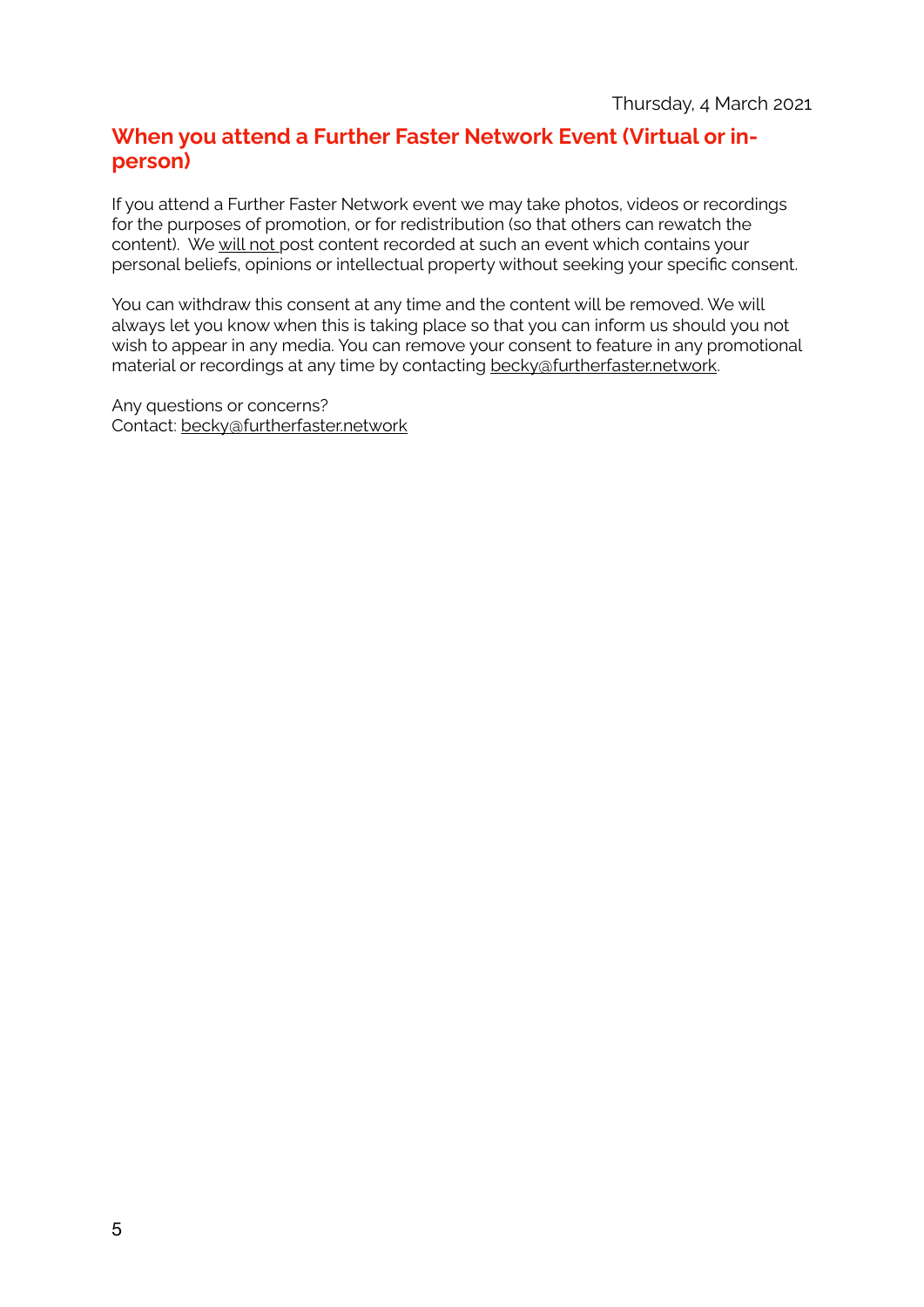Thursday, 4 March 2021

## When you attend a Further Faster Network Event (Virtual or in-person)

If you attend a Further Faster Network event we may take photos, videos or recordings for the purposes of promotion, or for redistribution (so that others can rewatch the content). We <u>will not</u> post content recorded at such an event which contains your personal beliefs, opinions or intellectual property without seeking your specific consent.

You can withdraw this consent at any time and the content will be removed. We will always let you know when this is taking place so that you can inform us should you not wish to appear in any media. You can remove your consent to feature in any promotional material or recordings at any time by contacting becky@furtherfaster.network.

Any questions or concerns?
Contact: becky@furtherfaster.network